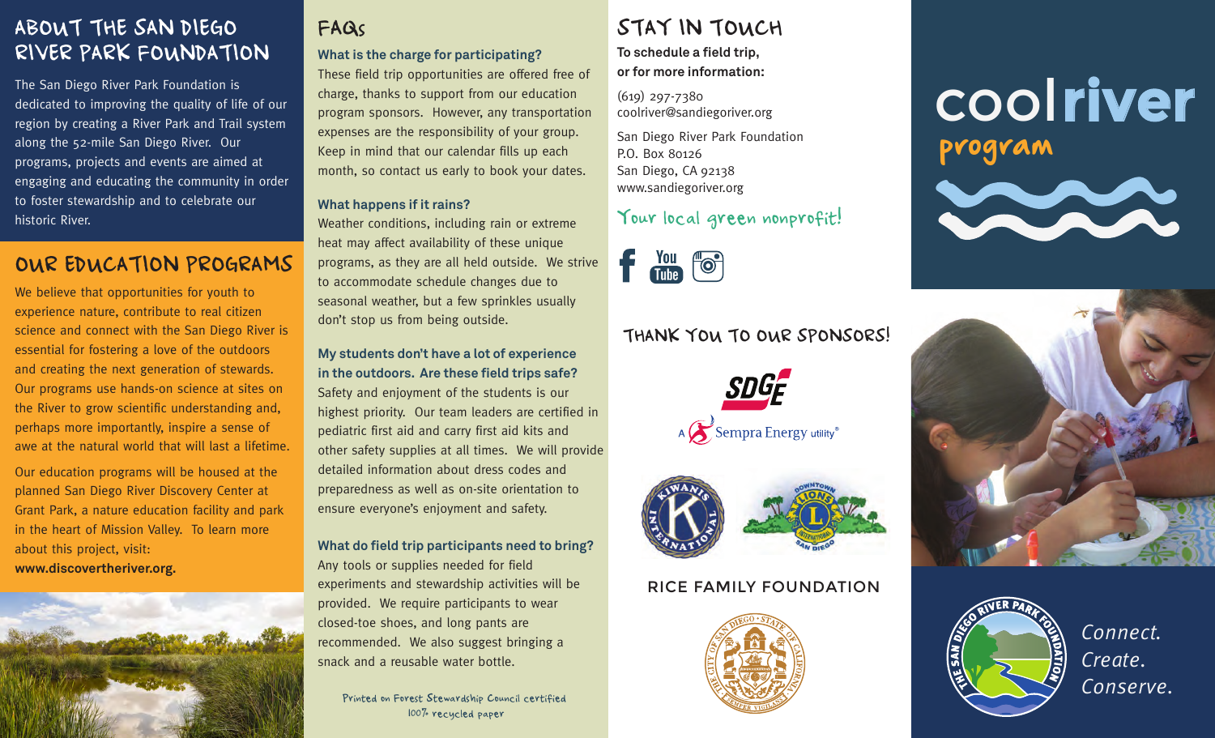## About the San Diego River Park Foundation

The San Diego River Park Foundation is dedicated to improving the quality of life of our region by creating a River Park and Trail system along the 52-mile San Diego River. Our programs, projects and events are aimed at engaging and educating the community in order to foster stewardship and to celebrate our historic River.

## Our Education Programs

We believe that opportunities for youth to experience nature, contribute to real citizen science and connect with the San Diego River is essential for fostering a love of the outdoors and creating the next generation of stewards. Our programs use hands-on science at sites on the River to grow scientific understanding and, perhaps more importantly, inspire a sense of awe at the natural world that will last a lifetime.

Our education programs will be housed at the planned San Diego River Discovery Center at Grant Park, a nature education facility and park in the heart of Mission Valley. To learn more about this project, visit: **www.discovertheriver.org.**

## FAQs

**What is the charge for participating?**
These field trip opportunities are offered free of charge, thanks to support from our education program sponsors. However, any transportation expenses are the responsibility of your group. Keep in mind that our calendar fills up each month, so contact us early to book your dates.

**What happens if it rains?**
Weather conditions, including rain or extreme heat may affect availability of these unique programs, as they are all held outside. We strive to accommodate schedule changes due to seasonal weather, but a few sprinkles usually don't stop us from being outside.

**My students don't have a lot of experience in the outdoors. Are these field trips safe?**
Safety and enjoyment of the students is our highest priority. Our team leaders are certified in pediatric first aid and carry first aid kits and other safety supplies at all times. We will provide detailed information about dress codes and preparedness as well as on-site orientation to ensure everyone's enjoyment and safety.

**What do field trip participants need to bring?**
Any tools or supplies needed for field experiments and stewardship activities will be provided. We require participants to wear closed-toe shoes, and long pants are recommended. We also suggest bringing a snack and a reusable water bottle.

Printed on Forest Stewardship Council certified 100% recycled paper

## Stay in Touch

**To schedule a field trip, or for more information:**

(619) 297-7380
coolriver@sandiegoriver.org

San Diego River Park Foundation
P.O. Box 80126
San Diego, CA 92138
www.sandiegoriver.org

Your local green nonprofit!

## Thank You to Our Sponsors!

SDG&E — A Sempra Energy utility®

Kiwanis International

Downtown Lions San Diego International

RICE FAMILY FOUNDATION

The City of San Diego · State of California — Semper Vigilans

# coolriver program

The San Diego River Park Foundation

*Connect.*
*Create.*
*Conserve.*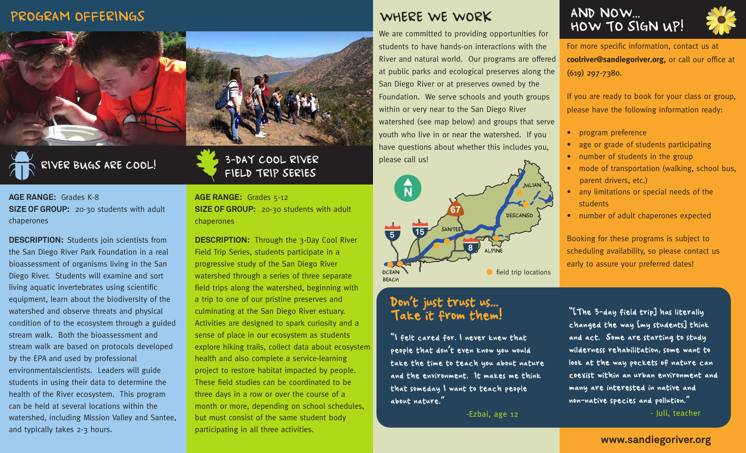# PROGRAM OFFERINGS

## RIVER BUGS ARE COOL!

**AGE RANGE:** Grades K-8
**SIZE OF GROUP:** 20-30 students with adult chaperones

**DESCRIPTION:** Students join scientists from the San Diego River Park Foundation in a real bioassessment of organisms living in the San Diego River. Students will examine and sort living aquatic invertebrates using scientific equipment, learn about the biodiversity of the watershed and observe threats and physical condition of to the ecosystem through a guided stream walk. Both the bioassessment and stream walk are based on protocols developed by the EPA and used by professional environmentalscientists. Leaders will guide students in using their data to determine the health of the River ecosystem. This program can be held at several locations within the watershed, including Mission Valley and Santee, and typically takes 2-3 hours.

## 3-DAY COOL RIVER FIELD TRIP SERIES

**AGE RANGE:** Grades 5-12
**SIZE OF GROUP:** 20-30 students with adult chaperones

**DESCRIPTION:** Through the 3-Day Cool River Field Trip Series, students participate in a progressive study of the San Diego River watershed through a series of three separate field trips along the watershed, beginning with a trip to one of our pristine preserves and culminating at the San Diego River estuary. Activities are designed to spark curiosity and a sense of place in our ecosystem as students explore hiking trails, collect data about ecosystem health and also complete a service-learning project to restore habitat impacted by people. These field studies can be coordinated to be three days in a row or over the course of a month or more, depending on school schedules, but must consist of the same student body participating in all three activities.

# WHERE WE WORK

We are committed to providing opportunities for students to have hands-on interactions with the River and natural world. Our programs are offered at public parks and ecological preserves along the San Diego River or at preserves owned by the Foundation. We serve schools and youth groups within or very near to the San Diego River watershed (see map below) and groups that serve youth who live in or near the watershed. If you have questions about whether this includes you, please call us!

N
67
JULIAN
DESCANSO
5
15
SANTEE
8
ALPINE
OCEAN BEACH
field trip locations

## Don't just trust us... Take it from them!

"I felt cared for. I never knew that people that don't even know you would take the time to teach you about nature and the environment. It makes me think that someday I want to teach people about nature."

-Ezbai, age 12

"[The 3-day field trip] has literally changed the way [my students] think and act. Some are starting to study wilderness rehabilitation, some want to look at the way pockets of nature can coexist within an urban environment and many are interested in native and non-native species and pollution."

- Juli, teacher

# AND NOW... HOW TO SIGN UP!

For more specific information, contact us at **coolriver@sandiegoriver.org,** or call our office at (619) 297-7380.

If you are ready to book for your class or group, please have the following information ready:

- program preference
- age or grade of students participating
- number of students in the group
- mode of transportation (walking, school bus, parent drivers, etc.)
- any limitations or special needs of the students
- number of adult chaperones expected

Booking for these programs is subject to scheduling availability, so please contact us early to assure your preferred dates!

**www.sandiegoriver.org**